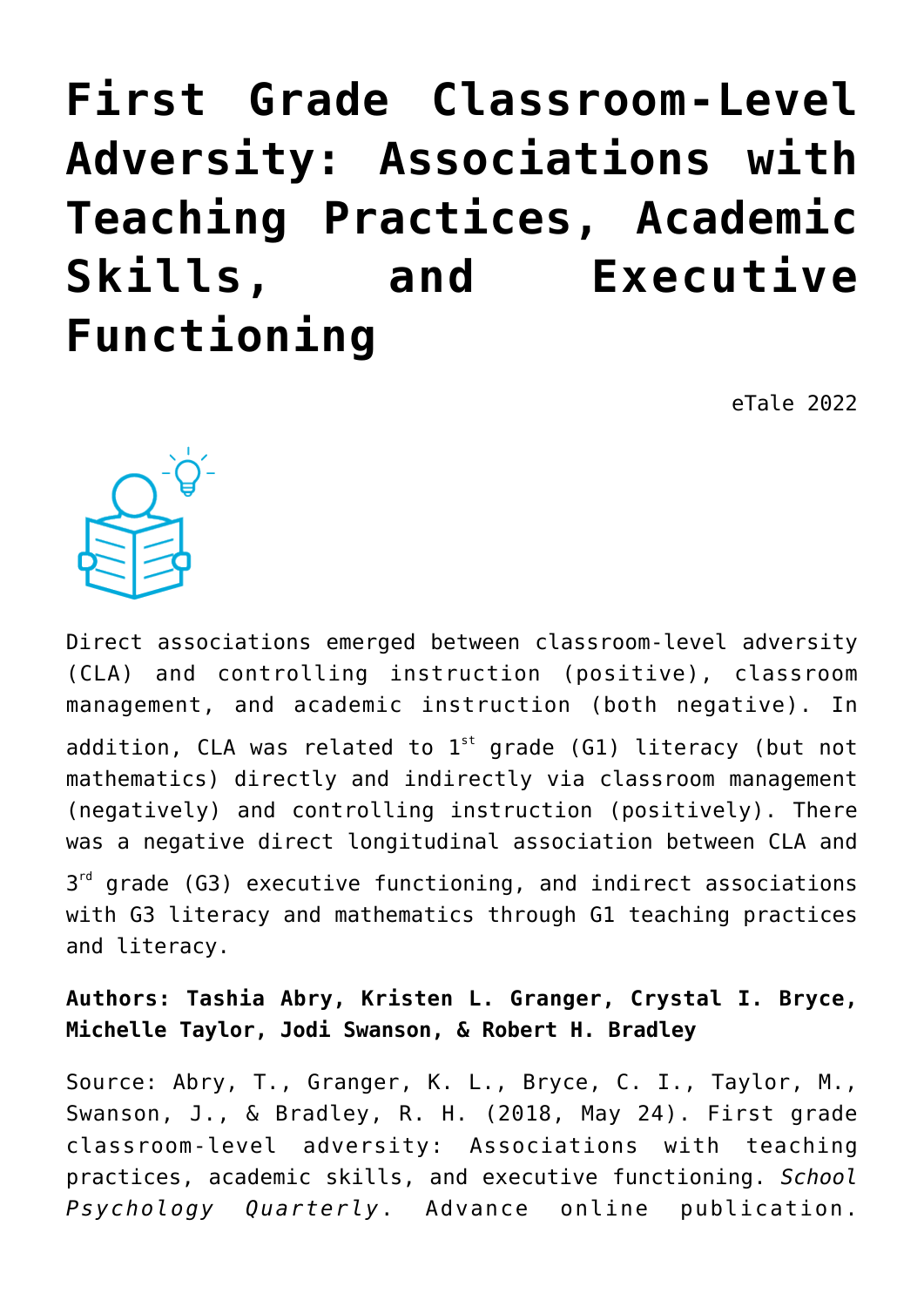# First Grade Classroom-Level Adversity: Associations with Teaching Practices, Academic Skills, and Executive Functioning

eTale 2022

Direct associations emerged between classroom-level adversity (CLA) and controlling instruction (positive), classroom management, and academic instruction (both negative). In addition, CLA was related to 1st grade (G1) literacy (but not mathematics) directly and indirectly via classroom management (negatively) and controlling instruction (positively). There was a negative direct longitudinal association between CLA and 3rd grade (G3) executive functioning, and indirect associations with G3 literacy and mathematics through G1 teaching practices and literacy.

**Authors: Tashia Abry, Kristen L. Granger, Crystal I. Bryce, Michelle Taylor, Jodi Swanson, & Robert H. Bradley**

Source: Abry, T., Granger, K. L., Bryce, C. I., Taylor, M., Swanson, J., & Bradley, R. H. (2018, May 24). First grade classroom-level adversity: Associations with teaching practices, academic skills, and executive functioning. *School Psychology Quarterly*. Advance online publication.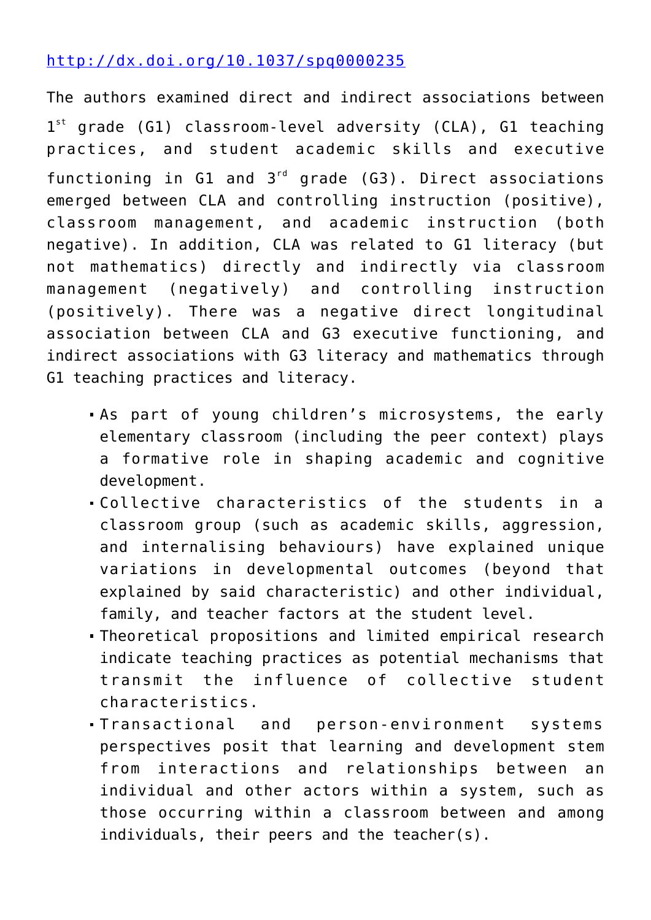http://dx.doi.org/10.1037/spq0000235

The authors examined direct and indirect associations between 1st grade (G1) classroom-level adversity (CLA), G1 teaching practices, and student academic skills and executive functioning in G1 and 3rd grade (G3). Direct associations emerged between CLA and controlling instruction (positive), classroom management, and academic instruction (both negative). In addition, CLA was related to G1 literacy (but not mathematics) directly and indirectly via classroom management (negatively) and controlling instruction (positively). There was a negative direct longitudinal association between CLA and G3 executive functioning, and indirect associations with G3 literacy and mathematics through G1 teaching practices and literacy.

- As part of young children's microsystems, the early elementary classroom (including the peer context) plays a formative role in shaping academic and cognitive development.
- Collective characteristics of the students in a classroom group (such as academic skills, aggression, and internalising behaviours) have explained unique variations in developmental outcomes (beyond that explained by said characteristic) and other individual, family, and teacher factors at the student level.
- Theoretical propositions and limited empirical research indicate teaching practices as potential mechanisms that transmit the influence of collective student characteristics.
- Transactional and person-environment systems perspectives posit that learning and development stem from interactions and relationships between an individual and other actors within a system, such as those occurring within a classroom between and among individuals, their peers and the teacher(s).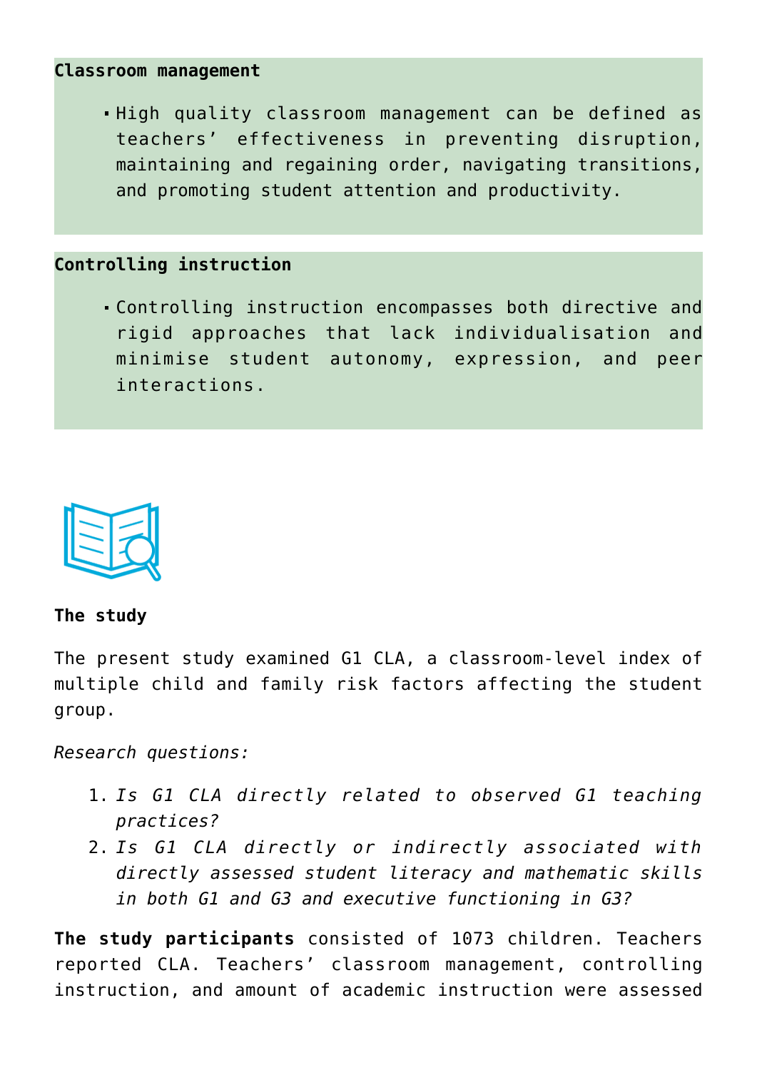**Classroom management**

- High quality classroom management can be defined as teachers' effectiveness in preventing disruption, maintaining and regaining order, navigating transitions, and promoting student attention and productivity.

**Controlling instruction**

- Controlling instruction encompasses both directive and rigid approaches that lack individualisation and minimise student autonomy, expression, and peer interactions.

**The study**

The present study examined G1 CLA, a classroom-level index of multiple child and family risk factors affecting the student group.

*Research questions:*

1. *Is G1 CLA directly related to observed G1 teaching practices?*
2. *Is G1 CLA directly or indirectly associated with directly assessed student literacy and mathematic skills in both G1 and G3 and executive functioning in G3?*

**The study participants** consisted of 1073 children. Teachers reported CLA. Teachers' classroom management, controlling instruction, and amount of academic instruction were assessed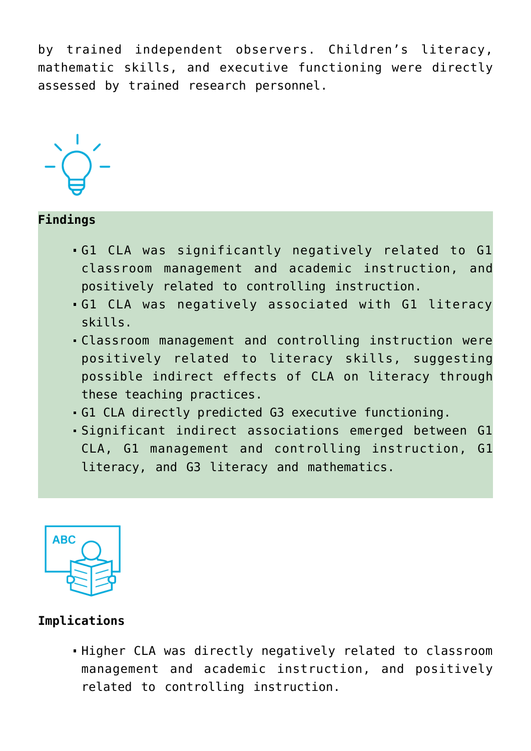by trained independent observers. Children's literacy, mathematic skills, and executive functioning were directly assessed by trained research personnel.

**Findings**

- G1 CLA was significantly negatively related to G1 classroom management and academic instruction, and positively related to controlling instruction.
- G1 CLA was negatively associated with G1 literacy skills.
- Classroom management and controlling instruction were positively related to literacy skills, suggesting possible indirect effects of CLA on literacy through these teaching practices.
- G1 CLA directly predicted G3 executive functioning.
- Significant indirect associations emerged between G1 CLA, G1 management and controlling instruction, G1 literacy, and G3 literacy and mathematics.

**Implications**

- Higher CLA was directly negatively related to classroom management and academic instruction, and positively related to controlling instruction.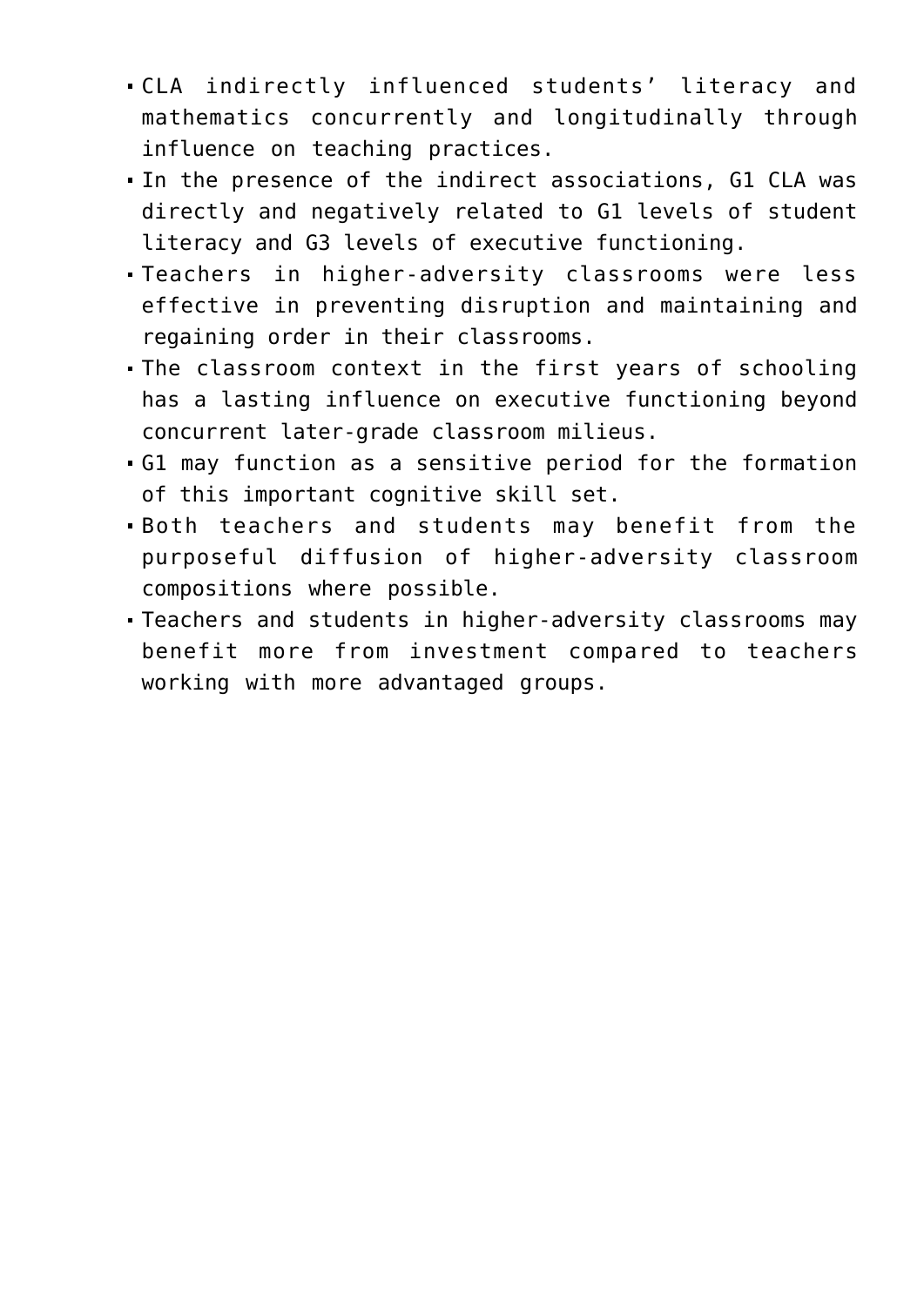- CLA indirectly influenced students' literacy and mathematics concurrently and longitudinally through influence on teaching practices.
- In the presence of the indirect associations, G1 CLA was directly and negatively related to G1 levels of student literacy and G3 levels of executive functioning.
- Teachers in higher-adversity classrooms were less effective in preventing disruption and maintaining and regaining order in their classrooms.
- The classroom context in the first years of schooling has a lasting influence on executive functioning beyond concurrent later-grade classroom milieus.
- G1 may function as a sensitive period for the formation of this important cognitive skill set.
- Both teachers and students may benefit from the purposeful diffusion of higher-adversity classroom compositions where possible.
- Teachers and students in higher-adversity classrooms may benefit more from investment compared to teachers working with more advantaged groups.